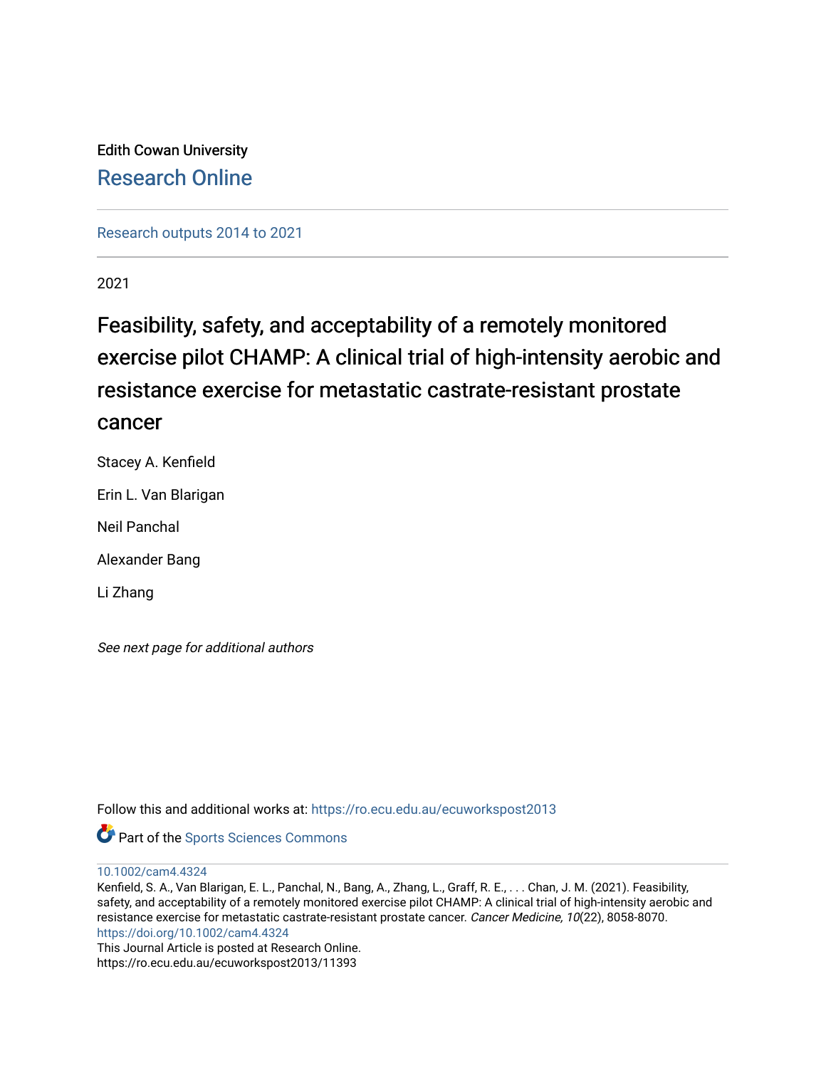Edith Cowan University

Research Online

Research outputs 2014 to 2021

2021

# Feasibility, safety, and acceptability of a remotely monitored exercise pilot CHAMP: A clinical trial of high-intensity aerobic and resistance exercise for metastatic castrate-resistant prostate cancer

Stacey A. Kenfield

Erin L. Van Blarigan

Neil Panchal

Alexander Bang

Li Zhang

*See next page for additional authors*

Follow this and additional works at: https://ro.ecu.edu.au/ecuworkspost2013

Part of the Sports Sciences Commons

10.1002/cam4.4324

Kenfield, S. A., Van Blarigan, E. L., Panchal, N., Bang, A., Zhang, L., Graff, R. E., . . . Chan, J. M. (2021). Feasibility, safety, and acceptability of a remotely monitored exercise pilot CHAMP: A clinical trial of high-intensity aerobic and resistance exercise for metastatic castrate-resistant prostate cancer. *Cancer Medicine, 10*(22), 8058-8070. https://doi.org/10.1002/cam4.4324

This Journal Article is posted at Research Online.

https://ro.ecu.edu.au/ecuworkspost2013/11393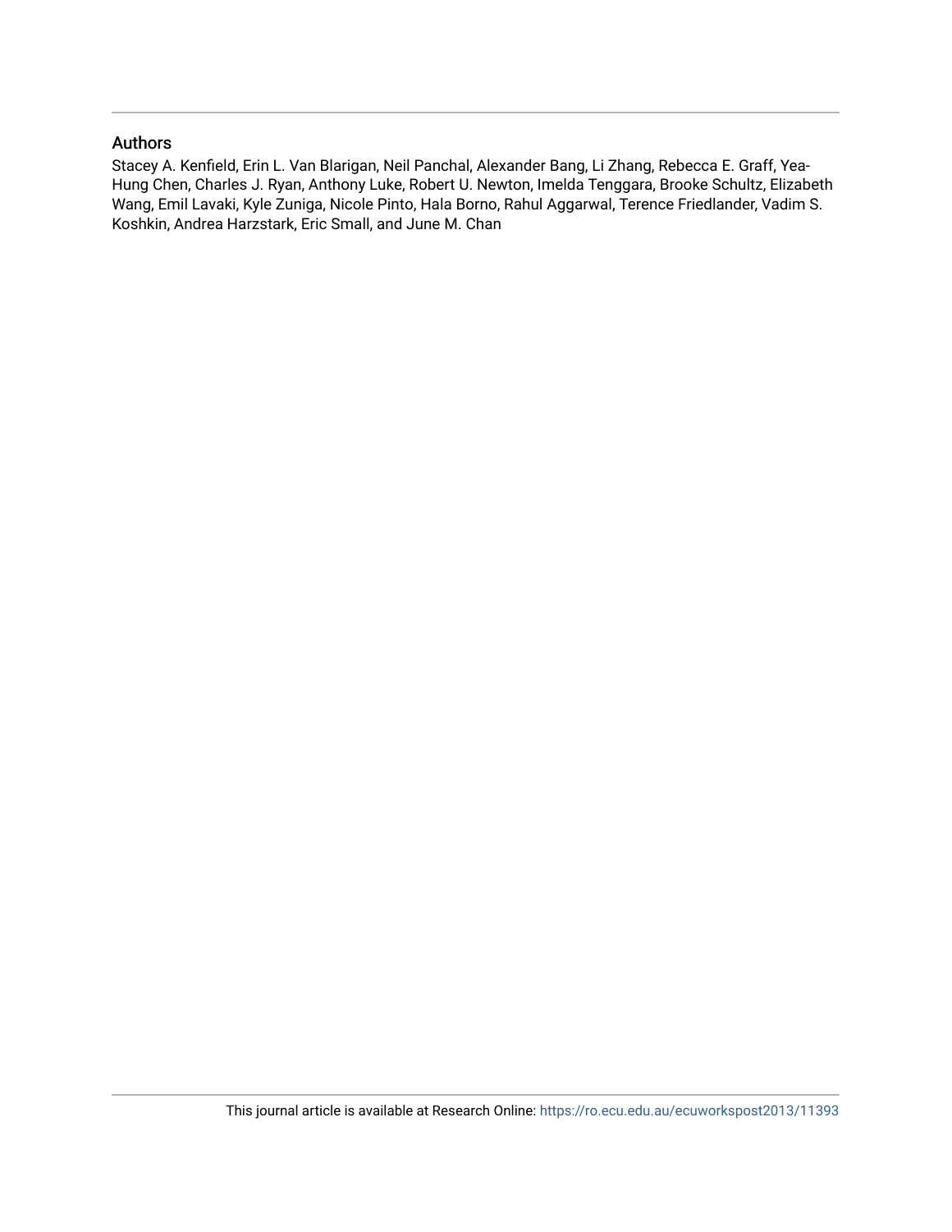## Authors

Stacey A. Kenfield, Erin L. Van Blarigan, Neil Panchal, Alexander Bang, Li Zhang, Rebecca E. Graff, Yea-Hung Chen, Charles J. Ryan, Anthony Luke, Robert U. Newton, Imelda Tenggara, Brooke Schultz, Elizabeth Wang, Emil Lavaki, Kyle Zuniga, Nicole Pinto, Hala Borno, Rahul Aggarwal, Terence Friedlander, Vadim S. Koshkin, Andrea Harzstark, Eric Small, and June M. Chan

This journal article is available at Research Online: https://ro.ecu.edu.au/ecuworkspost2013/11393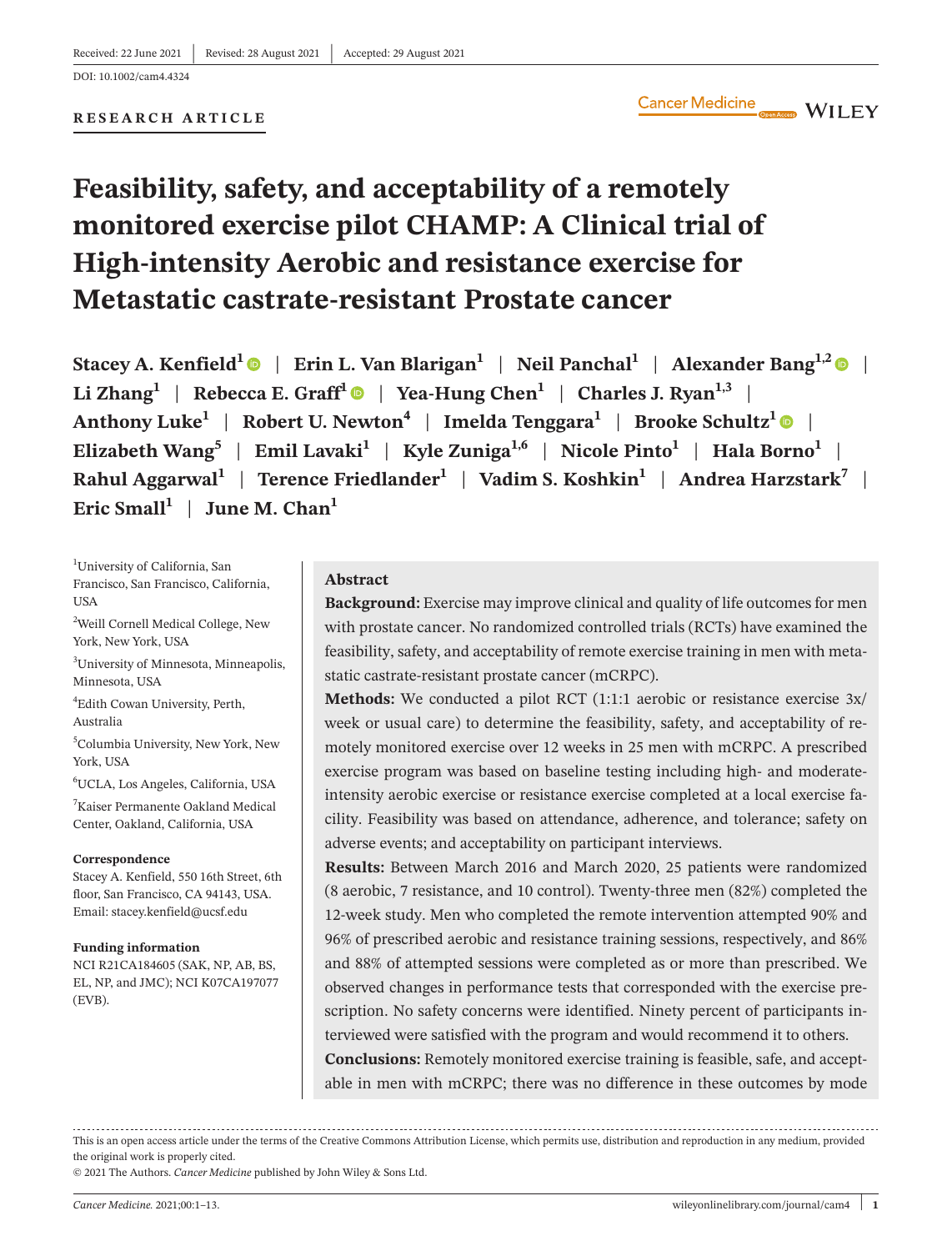Received: 22 June 2021 | Revised: 28 August 2021 | Accepted: 29 August 2021

DOI: 10.1002/cam4.4324

**RESEARCH ARTICLE**

# Feasibility, safety, and acceptability of a remotely monitored exercise pilot CHAMP: A Clinical trial of High-intensity Aerobic and resistance exercise for Metastatic castrate-resistant Prostate cancer

**Stacey A. Kenfield[1] | Erin L. Van Blarigan[1] | Neil Panchal[1] | Alexander Bang[1,2] | Li Zhang[1] | Rebecca E. Graff[1] | Yea-Hung Chen[1] | Charles J. Ryan[1,3] | Anthony Luke[1] | Robert U. Newton[4] | Imelda Tenggara[1] | Brooke Schultz[1] | Elizabeth Wang[5] | Emil Lavaki[1] | Kyle Zuniga[1,6] | Nicole Pinto[1] | Hala Borno[1] | Rahul Aggarwal[1] | Terence Friedlander[1] | Vadim S. Koshkin[1] | Andrea Harzstark[7] | Eric Small[1] | June M. Chan[1]**

[1]University of California, San Francisco, San Francisco, California, USA

[2]Weill Cornell Medical College, New York, New York, USA

[3]University of Minnesota, Minneapolis, Minnesota, USA

[4]Edith Cowan University, Perth, Australia

[5]Columbia University, New York, New York, USA

[6]UCLA, Los Angeles, California, USA

[7]Kaiser Permanente Oakland Medical Center, Oakland, California, USA

**Correspondence**

Stacey A. Kenfield, 550 16th Street, 6th floor, San Francisco, CA 94143, USA.
Email: stacey.kenfield@ucsf.edu

**Funding information**

NCI R21CA184605 (SAK, NP, AB, BS, EL, NP, and JMC); NCI K07CA197077 (EVB).

## Abstract

**Background:** Exercise may improve clinical and quality of life outcomes for men with prostate cancer. No randomized controlled trials (RCTs) have examined the feasibility, safety, and acceptability of remote exercise training in men with metastatic castrate-resistant prostate cancer (mCRPC).

**Methods:** We conducted a pilot RCT (1:1:1 aerobic or resistance exercise 3x/week or usual care) to determine the feasibility, safety, and acceptability of remotely monitored exercise over 12 weeks in 25 men with mCRPC. A prescribed exercise program was based on baseline testing including high- and moderate-intensity aerobic exercise or resistance exercise completed at a local exercise facility. Feasibility was based on attendance, adherence, and tolerance; safety on adverse events; and acceptability on participant interviews.

**Results:** Between March 2016 and March 2020, 25 patients were randomized (8 aerobic, 7 resistance, and 10 control). Twenty-three men (82%) completed the 12-week study. Men who completed the remote intervention attempted 90% and 96% of prescribed aerobic and resistance training sessions, respectively, and 86% and 88% of attempted sessions were completed as or more than prescribed. We observed changes in performance tests that corresponded with the exercise prescription. No safety concerns were identified. Ninety percent of participants interviewed were satisfied with the program and would recommend it to others.

**Conclusions:** Remotely monitored exercise training is feasible, safe, and acceptable in men with mCRPC; there was no difference in these outcomes by mode

This is an open access article under the terms of the Creative Commons Attribution License, which permits use, distribution and reproduction in any medium, provided the original work is properly cited.

© 2021 The Authors. *Cancer Medicine* published by John Wiley & Sons Ltd.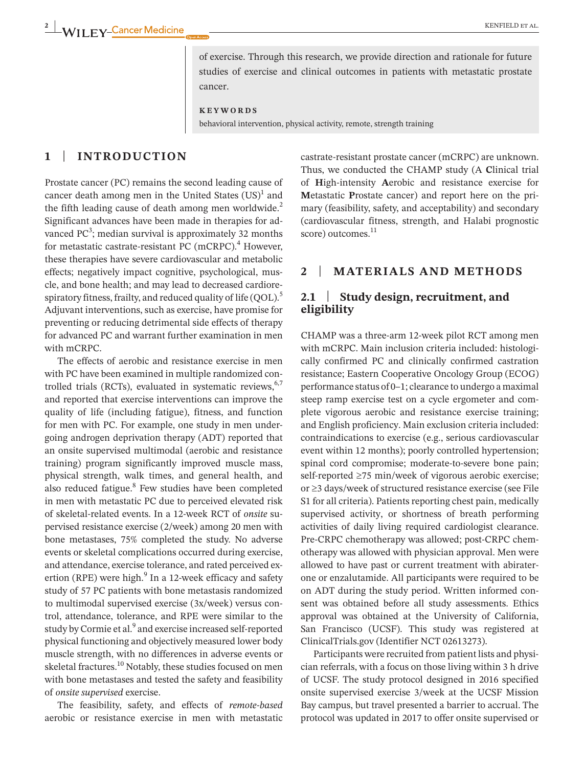of exercise. Through this research, we provide direction and rationale for future studies of exercise and clinical outcomes in patients with metastatic prostate cancer.

**KEYWORDS**

behavioral intervention, physical activity, remote, strength training

## 1 | INTRODUCTION

Prostate cancer (PC) remains the second leading cause of cancer death among men in the United States (US)[1] and the fifth leading cause of death among men worldwide.[2] Significant advances have been made in therapies for advanced PC[3]; median survival is approximately 32 months for metastatic castrate-resistant PC (mCRPC).[4] However, these therapies have severe cardiovascular and metabolic effects; negatively impact cognitive, psychological, muscle, and bone health; and may lead to decreased cardiorespiratory fitness, frailty, and reduced quality of life (QOL).[5] Adjuvant interventions, such as exercise, have promise for preventing or reducing detrimental side effects of therapy for advanced PC and warrant further examination in men with mCRPC.

The effects of aerobic and resistance exercise in men with PC have been examined in multiple randomized controlled trials (RCTs), evaluated in systematic reviews,[6,7] and reported that exercise interventions can improve the quality of life (including fatigue), fitness, and function for men with PC. For example, one study in men undergoing androgen deprivation therapy (ADT) reported that an onsite supervised multimodal (aerobic and resistance training) program significantly improved muscle mass, physical strength, walk times, and general health, and also reduced fatigue.[8] Few studies have been completed in men with metastatic PC due to perceived elevated risk of skeletal-related events. In a 12-week RCT of *onsite* supervised resistance exercise (2/week) among 20 men with bone metastases, 75% completed the study. No adverse events or skeletal complications occurred during exercise, and attendance, exercise tolerance, and rated perceived exertion (RPE) were high.[9] In a 12-week efficacy and safety study of 57 PC patients with bone metastasis randomized to multimodal supervised exercise (3x/week) versus control, attendance, tolerance, and RPE were similar to the study by Cormie et al.[9] and exercise increased self-reported physical functioning and objectively measured lower body muscle strength, with no differences in adverse events or skeletal fractures.[10] Notably, these studies focused on men with bone metastases and tested the safety and feasibility of *onsite supervised* exercise.

The feasibility, safety, and effects of *remote-based* aerobic or resistance exercise in men with metastatic castrate-resistant prostate cancer (mCRPC) are unknown. Thus, we conducted the CHAMP study (A **C**linical trial of **H**igh-intensity **A**erobic and resistance exercise for **M**etastatic **P**rostate cancer) and report here on the primary (feasibility, safety, and acceptability) and secondary (cardiovascular fitness, strength, and Halabi prognostic score) outcomes.[11]

## 2 | MATERIALS AND METHODS

### 2.1 | Study design, recruitment, and eligibility

CHAMP was a three-arm 12-week pilot RCT among men with mCRPC. Main inclusion criteria included: histologically confirmed PC and clinically confirmed castration resistance; Eastern Cooperative Oncology Group (ECOG) performance status of 0–1; clearance to undergo a maximal steep ramp exercise test on a cycle ergometer and complete vigorous aerobic and resistance exercise training; and English proficiency. Main exclusion criteria included: contraindications to exercise (e.g., serious cardiovascular event within 12 months); poorly controlled hypertension; spinal cord compromise; moderate-to-severe bone pain; self-reported ≥75 min/week of vigorous aerobic exercise; or ≥3 days/week of structured resistance exercise (see File S1 for all criteria). Patients reporting chest pain, medically supervised activity, or shortness of breath performing activities of daily living required cardiologist clearance. Pre-CRPC chemotherapy was allowed; post-CRPC chemotherapy was allowed with physician approval. Men were allowed to have past or current treatment with abiraterone or enzalutamide. All participants were required to be on ADT during the study period. Written informed consent was obtained before all study assessments. Ethics approval was obtained at the University of California, San Francisco (UCSF). This study was registered at ClinicalTrials.gov (Identifier NCT 02613273).

Participants were recruited from patient lists and physician referrals, with a focus on those living within 3 h drive of UCSF. The study protocol designed in 2016 specified onsite supervised exercise 3/week at the UCSF Mission Bay campus, but travel presented a barrier to accrual. The protocol was updated in 2017 to offer onsite supervised or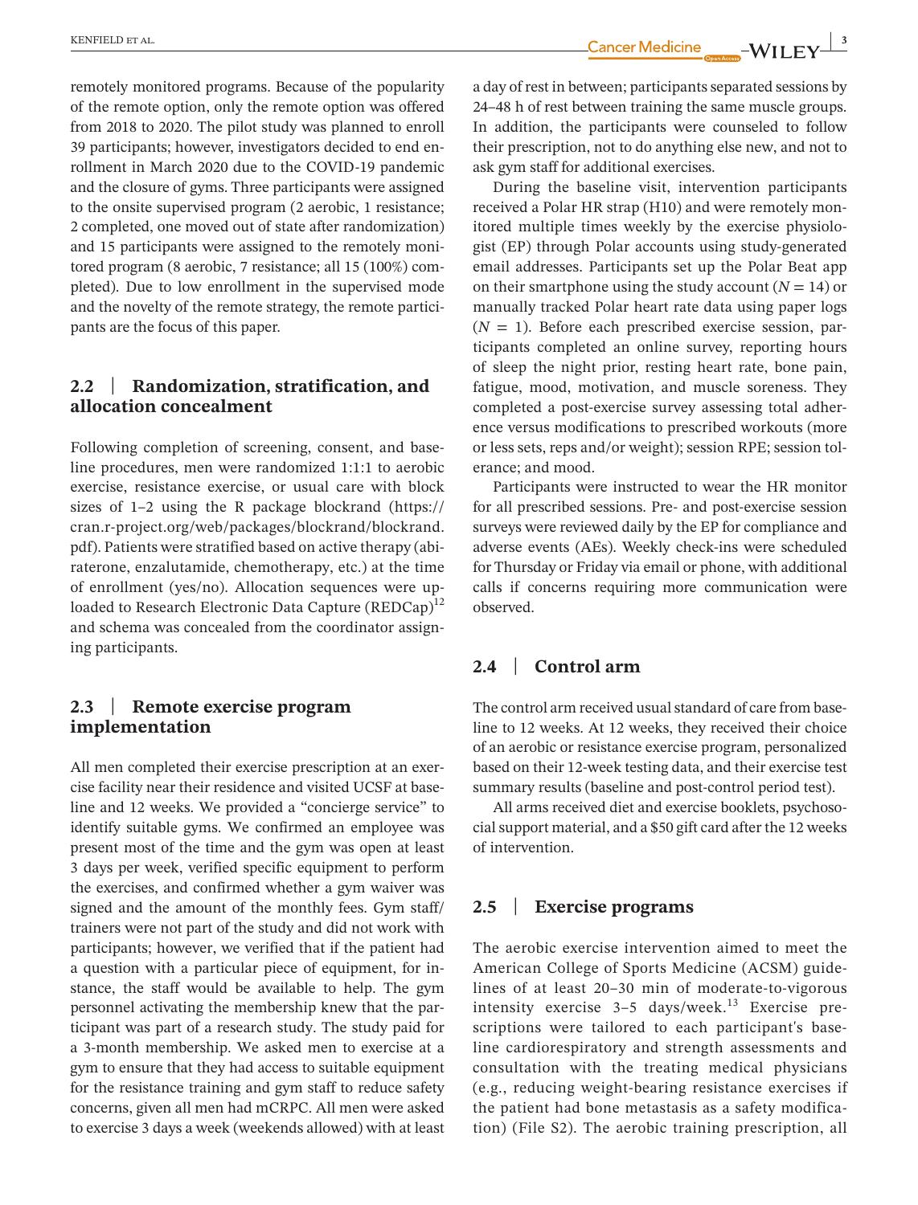remotely monitored programs. Because of the popularity of the remote option, only the remote option was offered from 2018 to 2020. The pilot study was planned to enroll 39 participants; however, investigators decided to end enrollment in March 2020 due to the COVID-19 pandemic and the closure of gyms. Three participants were assigned to the onsite supervised program (2 aerobic, 1 resistance; 2 completed, one moved out of state after randomization) and 15 participants were assigned to the remotely monitored program (8 aerobic, 7 resistance; all 15 (100%) completed). Due to low enrollment in the supervised mode and the novelty of the remote strategy, the remote participants are the focus of this paper.

## 2.2 | Randomization, stratification, and allocation concealment

Following completion of screening, consent, and baseline procedures, men were randomized 1:1:1 to aerobic exercise, resistance exercise, or usual care with block sizes of 1–2 using the R package blockrand (https://cran.r-project.org/web/packages/blockrand/blockrand.pdf). Patients were stratified based on active therapy (abiraterone, enzalutamide, chemotherapy, etc.) at the time of enrollment (yes/no). Allocation sequences were uploaded to Research Electronic Data Capture (REDCap)[12] and schema was concealed from the coordinator assigning participants.

## 2.3 | Remote exercise program implementation

All men completed their exercise prescription at an exercise facility near their residence and visited UCSF at baseline and 12 weeks. We provided a "concierge service" to identify suitable gyms. We confirmed an employee was present most of the time and the gym was open at least 3 days per week, verified specific equipment to perform the exercises, and confirmed whether a gym waiver was signed and the amount of the monthly fees. Gym staff/trainers were not part of the study and did not work with participants; however, we verified that if the patient had a question with a particular piece of equipment, for instance, the staff would be available to help. The gym personnel activating the membership knew that the participant was part of a research study. The study paid for a 3-month membership. We asked men to exercise at a gym to ensure that they had access to suitable equipment for the resistance training and gym staff to reduce safety concerns, given all men had mCRPC. All men were asked to exercise 3 days a week (weekends allowed) with at least a day of rest in between; participants separated sessions by 24–48 h of rest between training the same muscle groups. In addition, the participants were counseled to follow their prescription, not to do anything else new, and not to ask gym staff for additional exercises.

During the baseline visit, intervention participants received a Polar HR strap (H10) and were remotely monitored multiple times weekly by the exercise physiologist (EP) through Polar accounts using study-generated email addresses. Participants set up the Polar Beat app on their smartphone using the study account ($N = 14$) or manually tracked Polar heart rate data using paper logs ($N = 1$). Before each prescribed exercise session, participants completed an online survey, reporting hours of sleep the night prior, resting heart rate, bone pain, fatigue, mood, motivation, and muscle soreness. They completed a post-exercise survey assessing total adherence versus modifications to prescribed workouts (more or less sets, reps and/or weight); session RPE; session tolerance; and mood.

Participants were instructed to wear the HR monitor for all prescribed sessions. Pre- and post-exercise session surveys were reviewed daily by the EP for compliance and adverse events (AEs). Weekly check-ins were scheduled for Thursday or Friday via email or phone, with additional calls if concerns requiring more communication were observed.

## 2.4 | Control arm

The control arm received usual standard of care from baseline to 12 weeks. At 12 weeks, they received their choice of an aerobic or resistance exercise program, personalized based on their 12-week testing data, and their exercise test summary results (baseline and post-control period test).

All arms received diet and exercise booklets, psychosocial support material, and a $50 gift card after the 12 weeks of intervention.

## 2.5 | Exercise programs

The aerobic exercise intervention aimed to meet the American College of Sports Medicine (ACSM) guidelines of at least 20–30 min of moderate-to-vigorous intensity exercise 3–5 days/week.[13] Exercise prescriptions were tailored to each participant's baseline cardiorespiratory and strength assessments and consultation with the treating medical physicians (e.g., reducing weight-bearing resistance exercises if the patient had bone metastasis as a safety modification) (File S2). The aerobic training prescription, all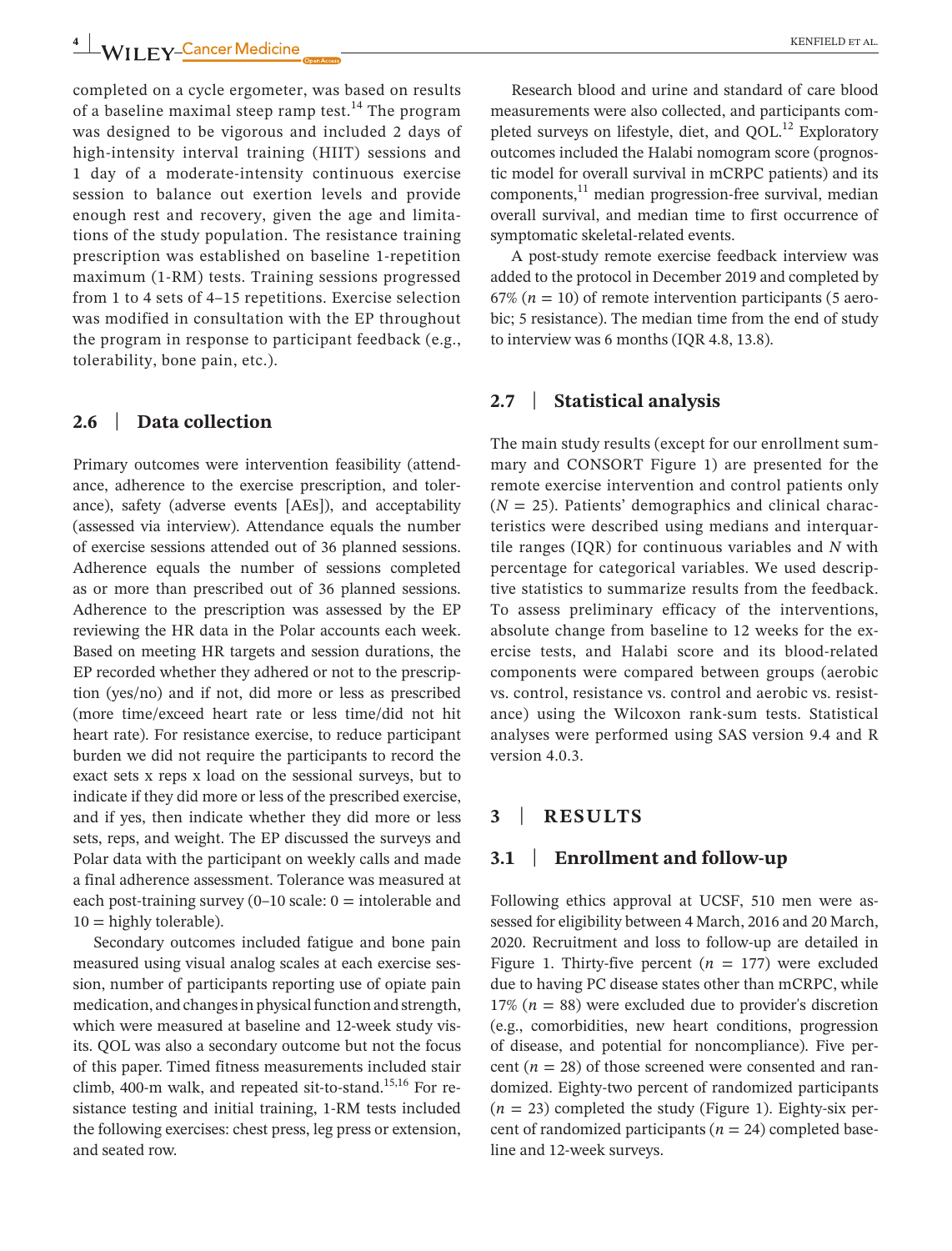completed on a cycle ergometer, was based on results of a baseline maximal steep ramp test.[14] The program was designed to be vigorous and included 2 days of high-intensity interval training (HIIT) sessions and 1 day of a moderate-intensity continuous exercise session to balance out exertion levels and provide enough rest and recovery, given the age and limitations of the study population. The resistance training prescription was established on baseline 1-repetition maximum (1-RM) tests. Training sessions progressed from 1 to 4 sets of 4–15 repetitions. Exercise selection was modified in consultation with the EP throughout the program in response to participant feedback (e.g., tolerability, bone pain, etc.).

### 2.6 | Data collection

Primary outcomes were intervention feasibility (attendance, adherence to the exercise prescription, and tolerance), safety (adverse events [AEs]), and acceptability (assessed via interview). Attendance equals the number of exercise sessions attended out of 36 planned sessions. Adherence equals the number of sessions completed as or more than prescribed out of 36 planned sessions. Adherence to the prescription was assessed by the EP reviewing the HR data in the Polar accounts each week. Based on meeting HR targets and session durations, the EP recorded whether they adhered or not to the prescription (yes/no) and if not, did more or less as prescribed (more time/exceed heart rate or less time/did not hit heart rate). For resistance exercise, to reduce participant burden we did not require the participants to record the exact sets x reps x load on the sessional surveys, but to indicate if they did more or less of the prescribed exercise, and if yes, then indicate whether they did more or less sets, reps, and weight. The EP discussed the surveys and Polar data with the participant on weekly calls and made a final adherence assessment. Tolerance was measured at each post-training survey (0–10 scale: 0 = intolerable and 10 = highly tolerable).

Secondary outcomes included fatigue and bone pain measured using visual analog scales at each exercise session, number of participants reporting use of opiate pain medication, and changes in physical function and strength, which were measured at baseline and 12-week study visits. QOL was also a secondary outcome but not the focus of this paper. Timed fitness measurements included stair climb, 400-m walk, and repeated sit-to-stand.[15,16] For resistance testing and initial training, 1-RM tests included the following exercises: chest press, leg press or extension, and seated row.

Research blood and urine and standard of care blood measurements were also collected, and participants completed surveys on lifestyle, diet, and QOL.[12] Exploratory outcomes included the Halabi nomogram score (prognostic model for overall survival in mCRPC patients) and its components,[11] median progression-free survival, median overall survival, and median time to first occurrence of symptomatic skeletal-related events.

A post-study remote exercise feedback interview was added to the protocol in December 2019 and completed by 67% ($n = 10$) of remote intervention participants (5 aerobic; 5 resistance). The median time from the end of study to interview was 6 months (IQR 4.8, 13.8).

### 2.7 | Statistical analysis

The main study results (except for our enrollment summary and CONSORT Figure 1) are presented for the remote exercise intervention and control patients only ($N = 25$). Patients' demographics and clinical characteristics were described using medians and interquartile ranges (IQR) for continuous variables and $N$ with percentage for categorical variables. We used descriptive statistics to summarize results from the feedback. To assess preliminary efficacy of the interventions, absolute change from baseline to 12 weeks for the exercise tests, and Halabi score and its blood-related components were compared between groups (aerobic vs. control, resistance vs. control and aerobic vs. resistance) using the Wilcoxon rank-sum tests. Statistical analyses were performed using SAS version 9.4 and R version 4.0.3.

## 3 | RESULTS

### 3.1 | Enrollment and follow-up

Following ethics approval at UCSF, 510 men were assessed for eligibility between 4 March, 2016 and 20 March, 2020. Recruitment and loss to follow-up are detailed in Figure 1. Thirty-five percent ($n = 177$) were excluded due to having PC disease states other than mCRPC, while 17% ($n = 88$) were excluded due to provider's discretion (e.g., comorbidities, new heart conditions, progression of disease, and potential for noncompliance). Five percent ($n = 28$) of those screened were consented and randomized. Eighty-two percent of randomized participants ($n = 23$) completed the study (Figure 1). Eighty-six percent of randomized participants ($n = 24$) completed baseline and 12-week surveys.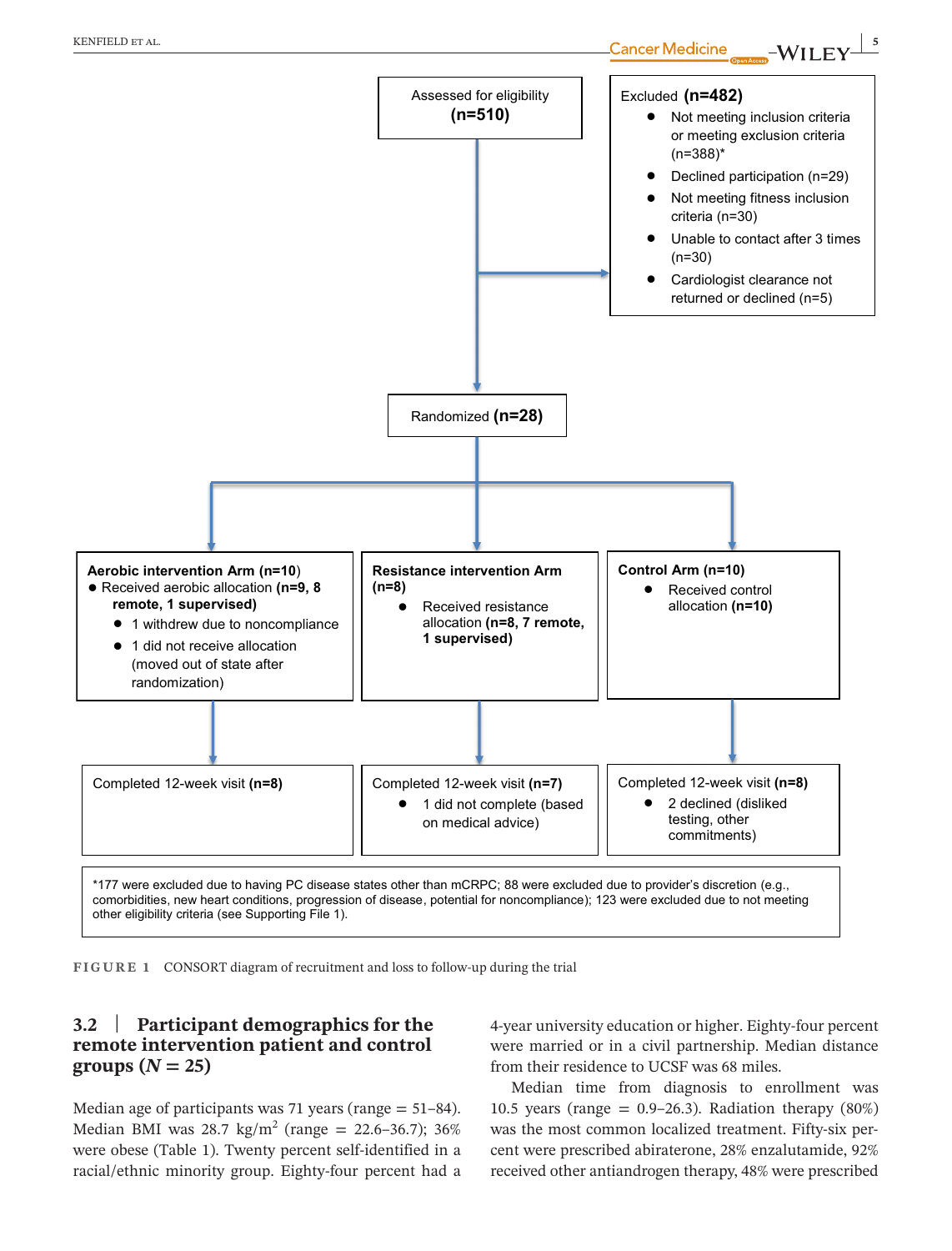Assessed for eligibility **(n=510)**

Excluded **(n=482)**

- Not meeting inclusion criteria or meeting exclusion criteria (n=388)*
- Declined participation (n=29)
- Not meeting fitness inclusion criteria (n=30)
- Unable to contact after 3 times (n=30)
- Cardiologist clearance not returned or declined (n=5)

Randomized **(n=28)**

**Aerobic intervention Arm (n=10)**

- Received aerobic allocation **(n=9, 8 remote, 1 supervised)**
  - 1 withdrew due to noncompliance
  - 1 did not receive allocation (moved out of state after randomization)

**Resistance intervention Arm (n=8)**

- Received resistance allocation **(n=8, 7 remote, 1 supervised)**

**Control Arm (n=10)**

- Received control allocation **(n=10)**

Completed 12-week visit **(n=8)**

Completed 12-week visit **(n=7)**

- 1 did not complete (based on medical advice)

Completed 12-week visit **(n=8)**

- 2 declined (disliked testing, other commitments)

*177 were excluded due to having PC disease states other than mCRPC; 88 were excluded due to provider's discretion (e.g., comorbidities, new heart conditions, progression of disease, potential for noncompliance); 123 were excluded due to not meeting other eligibility criteria (see Supporting File 1).

FIGURE 1 CONSORT diagram of recruitment and loss to follow-up during the trial

### 3.2 | Participant demographics for the remote intervention patient and control groups ($N = 25$)

Median age of participants was 71 years (range = 51–84). Median BMI was 28.7 kg/m$^2$ (range = 22.6–36.7); 36% were obese (Table 1). Twenty percent self-identified in a racial/ethnic minority group. Eighty-four percent had a 4-year university education or higher. Eighty-four percent were married or in a civil partnership. Median distance from their residence to UCSF was 68 miles.

Median time from diagnosis to enrollment was 10.5 years (range = 0.9–26.3). Radiation therapy (80%) was the most common localized treatment. Fifty-six percent were prescribed abiraterone, 28% enzalutamide, 92% received other antiandrogen therapy, 48% were prescribed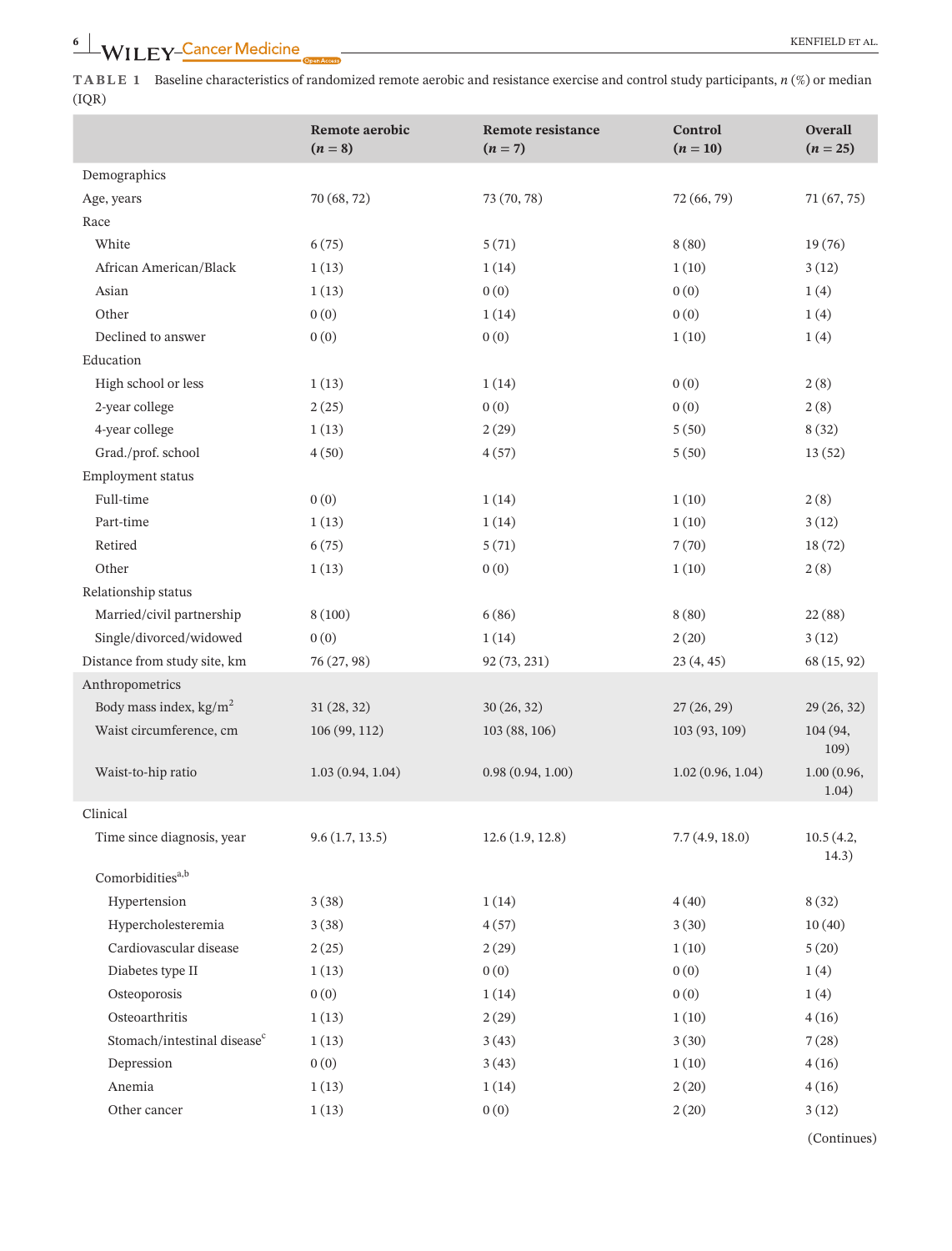**TABLE 1** Baseline characteristics of randomized remote aerobic and resistance exercise and control study participants, *n* (%) or median (IQR)

| | Remote aerobic (*n* = 8) | Remote resistance (*n* = 7) | Control (*n* = 10) | Overall (*n* = 25) |
|---|---|---|---|---|
| Demographics | | | | |
| Age, years | 70 (68, 72) | 73 (70, 78) | 72 (66, 79) | 71 (67, 75) |
| Race | | | | |
| White | 6 (75) | 5 (71) | 8 (80) | 19 (76) |
| African American/Black | 1 (13) | 1 (14) | 1 (10) | 3 (12) |
| Asian | 1 (13) | 0 (0) | 0 (0) | 1 (4) |
| Other | 0 (0) | 1 (14) | 0 (0) | 1 (4) |
| Declined to answer | 0 (0) | 0 (0) | 1 (10) | 1 (4) |
| Education | | | | |
| High school or less | 1 (13) | 1 (14) | 0 (0) | 2 (8) |
| 2-year college | 2 (25) | 0 (0) | 0 (0) | 2 (8) |
| 4-year college | 1 (13) | 2 (29) | 5 (50) | 8 (32) |
| Grad./prof. school | 4 (50) | 4 (57) | 5 (50) | 13 (52) |
| Employment status | | | | |
| Full-time | 0 (0) | 1 (14) | 1 (10) | 2 (8) |
| Part-time | 1 (13) | 1 (14) | 1 (10) | 3 (12) |
| Retired | 6 (75) | 5 (71) | 7 (70) | 18 (72) |
| Other | 1 (13) | 0 (0) | 1 (10) | 2 (8) |
| Relationship status | | | | |
| Married/civil partnership | 8 (100) | 6 (86) | 8 (80) | 22 (88) |
| Single/divorced/widowed | 0 (0) | 1 (14) | 2 (20) | 3 (12) |
| Distance from study site, km | 76 (27, 98) | 92 (73, 231) | 23 (4, 45) | 68 (15, 92) |
| Anthropometrics | | | | |
| Body mass index, kg/m$^2$ | 31 (28, 32) | 30 (26, 32) | 27 (26, 29) | 29 (26, 32) |
| Waist circumference, cm | 106 (99, 112) | 103 (88, 106) | 103 (93, 109) | 104 (94, 109) |
| Waist-to-hip ratio | 1.03 (0.94, 1.04) | 0.98 (0.94, 1.00) | 1.02 (0.96, 1.04) | 1.00 (0.96, 1.04) |
| Clinical | | | | |
| Time since diagnosis, year | 9.6 (1.7, 13.5) | 12.6 (1.9, 12.8) | 7.7 (4.9, 18.0) | 10.5 (4.2, 14.3) |
| Comorbidities[a,b] | | | | |
| Hypertension | 3 (38) | 1 (14) | 4 (40) | 8 (32) |
| Hypercholesteremia | 3 (38) | 4 (57) | 3 (30) | 10 (40) |
| Cardiovascular disease | 2 (25) | 2 (29) | 1 (10) | 5 (20) |
| Diabetes type II | 1 (13) | 0 (0) | 0 (0) | 1 (4) |
| Osteoporosis | 0 (0) | 1 (14) | 0 (0) | 1 (4) |
| Osteoarthritis | 1 (13) | 2 (29) | 1 (10) | 4 (16) |
| Stomach/intestinal disease[c] | 1 (13) | 3 (43) | 3 (30) | 7 (28) |
| Depression | 0 (0) | 3 (43) | 1 (10) | 4 (16) |
| Anemia | 1 (13) | 1 (14) | 2 (20) | 4 (16) |
| Other cancer | 1 (13) | 0 (0) | 2 (20) | 3 (12) |

(Continues)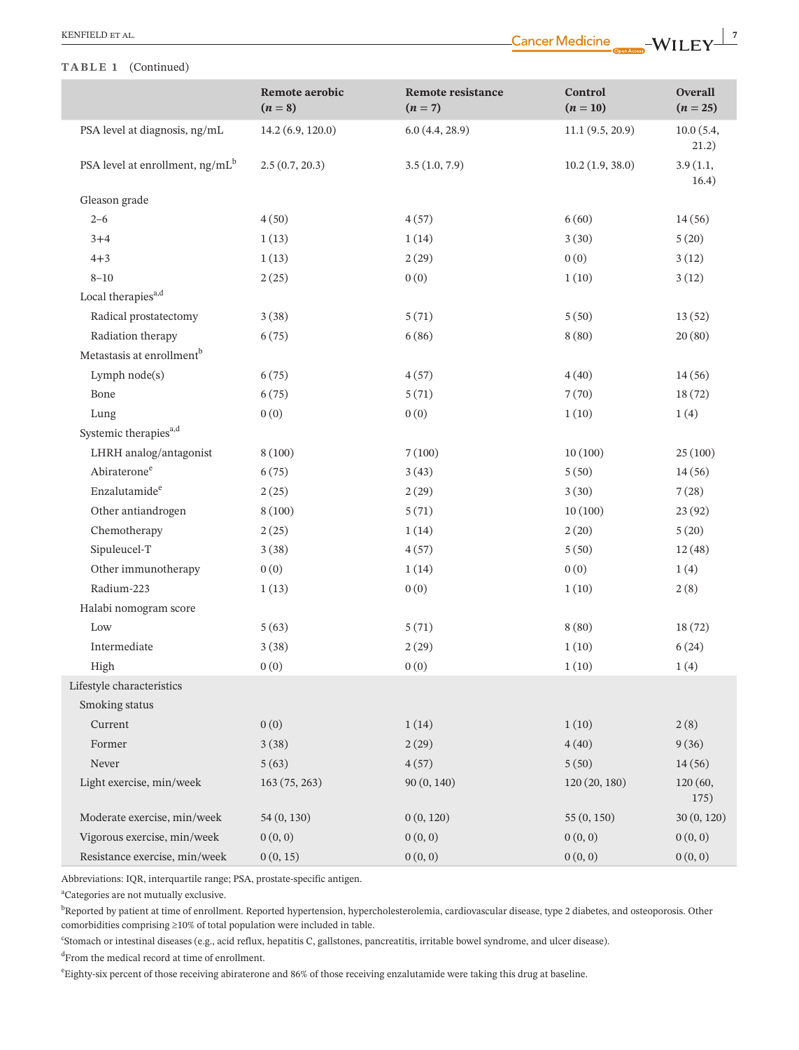**TABLE 1** (Continued)

| | Remote aerobic (*n* = 8) | Remote resistance (*n* = 7) | Control (*n* = 10) | Overall (*n* = 25) |
|---|---|---|---|---|
| PSA level at diagnosis, ng/mL | 14.2 (6.9, 120.0) | 6.0 (4.4, 28.9) | 11.1 (9.5, 20.9) | 10.0 (5.4, 21.2) |
| PSA level at enrollment, ng/mL[b] | 2.5 (0.7, 20.3) | 3.5 (1.0, 7.9) | 10.2 (1.9, 38.0) | 3.9 (1.1, 16.4) |
| Gleason grade | | | | |
| 2–6 | 4 (50) | 4 (57) | 6 (60) | 14 (56) |
| 3+4 | 1 (13) | 1 (14) | 3 (30) | 5 (20) |
| 4+3 | 1 (13) | 2 (29) | 0 (0) | 3 (12) |
| 8–10 | 2 (25) | 0 (0) | 1 (10) | 3 (12) |
| Local therapies[a,d] | | | | |
| Radical prostatectomy | 3 (38) | 5 (71) | 5 (50) | 13 (52) |
| Radiation therapy | 6 (75) | 6 (86) | 8 (80) | 20 (80) |
| Metastasis at enrollment[b] | | | | |
| Lymph node(s) | 6 (75) | 4 (57) | 4 (40) | 14 (56) |
| Bone | 6 (75) | 5 (71) | 7 (70) | 18 (72) |
| Lung | 0 (0) | 0 (0) | 1 (10) | 1 (4) |
| Systemic therapies[a,d] | | | | |
| LHRH analog/antagonist | 8 (100) | 7 (100) | 10 (100) | 25 (100) |
| Abiraterone[e] | 6 (75) | 3 (43) | 5 (50) | 14 (56) |
| Enzalutamide[e] | 2 (25) | 2 (29) | 3 (30) | 7 (28) |
| Other antiandrogen | 8 (100) | 5 (71) | 10 (100) | 23 (92) |
| Chemotherapy | 2 (25) | 1 (14) | 2 (20) | 5 (20) |
| Sipuleucel-T | 3 (38) | 4 (57) | 5 (50) | 12 (48) |
| Other immunotherapy | 0 (0) | 1 (14) | 0 (0) | 1 (4) |
| Radium-223 | 1 (13) | 0 (0) | 1 (10) | 2 (8) |
| Halabi nomogram score | | | | |
| Low | 5 (63) | 5 (71) | 8 (80) | 18 (72) |
| Intermediate | 3 (38) | 2 (29) | 1 (10) | 6 (24) |
| High | 0 (0) | 0 (0) | 1 (10) | 1 (4) |
| Lifestyle characteristics | | | | |
| Smoking status | | | | |
| Current | 0 (0) | 1 (14) | 1 (10) | 2 (8) |
| Former | 3 (38) | 2 (29) | 4 (40) | 9 (36) |
| Never | 5 (63) | 4 (57) | 5 (50) | 14 (56) |
| Light exercise, min/week | 163 (75, 263) | 90 (0, 140) | 120 (20, 180) | 120 (60, 175) |
| Moderate exercise, min/week | 54 (0, 130) | 0 (0, 120) | 55 (0, 150) | 30 (0, 120) |
| Vigorous exercise, min/week | 0 (0, 0) | 0 (0, 0) | 0 (0, 0) | 0 (0, 0) |
| Resistance exercise, min/week | 0 (0, 15) | 0 (0, 0) | 0 (0, 0) | 0 (0, 0) |

Abbreviations: IQR, interquartile range; PSA, prostate-specific antigen.

[a]Categories are not mutually exclusive.

[b]Reported by patient at time of enrollment. Reported hypertension, hypercholesterolemia, cardiovascular disease, type 2 diabetes, and osteoporosis. Other comorbidities comprising ≥10% of total population were included in table.

[c]Stomach or intestinal diseases (e.g., acid reflux, hepatitis C, gallstones, pancreatitis, irritable bowel syndrome, and ulcer disease).

[d]From the medical record at time of enrollment.

[e]Eighty-six percent of those receiving abiraterone and 86% of those receiving enzalutamide were taking this drug at baseline.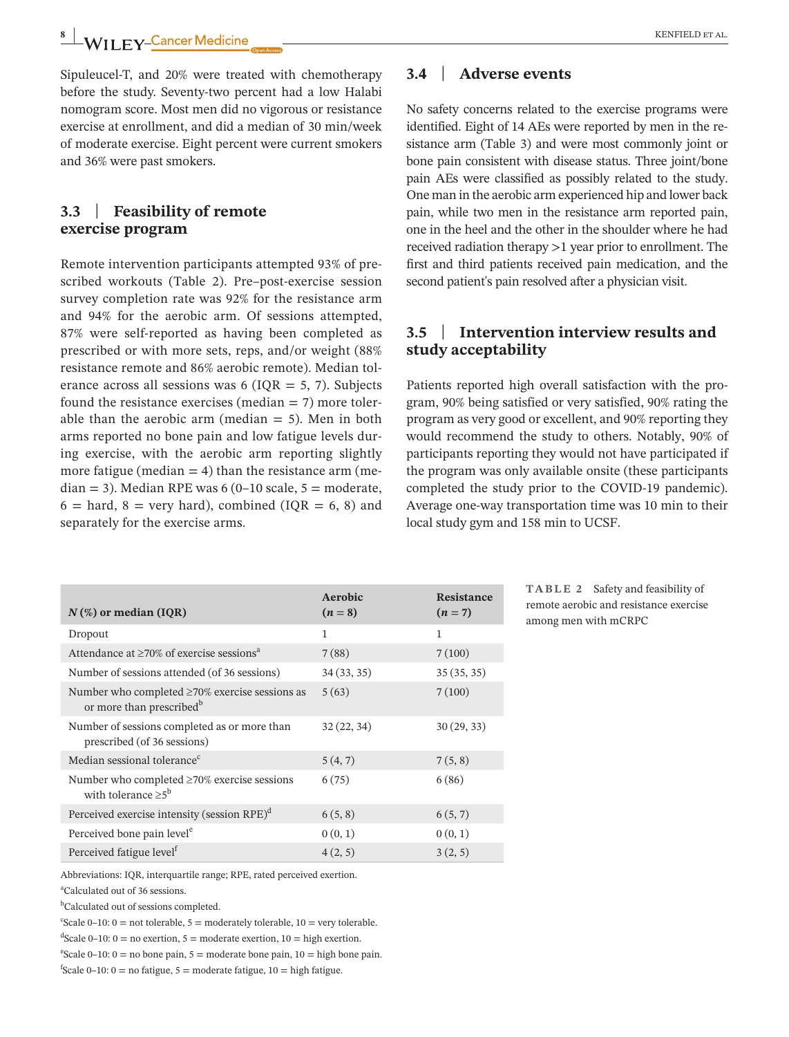Sipuleucel-T, and 20% were treated with chemotherapy before the study. Seventy-two percent had a low Halabi nomogram score. Most men did no vigorous or resistance exercise at enrollment, and did a median of 30 min/week of moderate exercise. Eight percent were current smokers and 36% were past smokers.

### 3.3 | Feasibility of remote exercise program

Remote intervention participants attempted 93% of prescribed workouts (Table 2). Pre–post-exercise session survey completion rate was 92% for the resistance arm and 94% for the aerobic arm. Of sessions attempted, 87% were self-reported as having been completed as prescribed or with more sets, reps, and/or weight (88% resistance remote and 86% aerobic remote). Median tolerance across all sessions was 6 (IQR = 5, 7). Subjects found the resistance exercises (median = 7) more tolerable than the aerobic arm (median = 5). Men in both arms reported no bone pain and low fatigue levels during exercise, with the aerobic arm reporting slightly more fatigue (median = 4) than the resistance arm (median = 3). Median RPE was 6 (0–10 scale, 5 = moderate, 6 = hard, 8 = very hard), combined (IQR = 6, 8) and separately for the exercise arms.

### 3.4 | Adverse events

No safety concerns related to the exercise programs were identified. Eight of 14 AEs were reported by men in the resistance arm (Table 3) and were most commonly joint or bone pain consistent with disease status. Three joint/bone pain AEs were classified as possibly related to the study. One man in the aerobic arm experienced hip and lower back pain, while two men in the resistance arm reported pain, one in the heel and the other in the shoulder where he had received radiation therapy >1 year prior to enrollment. The first and third patients received pain medication, and the second patient's pain resolved after a physician visit.

### 3.5 | Intervention interview results and study acceptability

Patients reported high overall satisfaction with the program, 90% being satisfied or very satisfied, 90% rating the program as very good or excellent, and 90% reporting they would recommend the study to others. Notably, 90% of participants reporting they would not have participated if the program was only available onsite (these participants completed the study prior to the COVID-19 pandemic). Average one-way transportation time was 10 min to their local study gym and 158 min to UCSF.

**TABLE 2** Safety and feasibility of remote aerobic and resistance exercise among men with mCRPC

| N (%) or median (IQR) | Aerobic (n = 8) | Resistance (n = 7) |
|---|---|---|
| Dropout | 1 | 1 |
| Attendance at ≥70% of exercise sessions[a] | 7 (88) | 7 (100) |
| Number of sessions attended (of 36 sessions) | 34 (33, 35) | 35 (35, 35) |
| Number who completed ≥70% exercise sessions as or more than prescribed[b] | 5 (63) | 7 (100) |
| Number of sessions completed as or more than prescribed (of 36 sessions) | 32 (22, 34) | 30 (29, 33) |
| Median sessional tolerance[c] | 5 (4, 7) | 7 (5, 8) |
| Number who completed ≥70% exercise sessions with tolerance ≥5[b] | 6 (75) | 6 (86) |
| Perceived exercise intensity (session RPE)[d] | 6 (5, 8) | 6 (5, 7) |
| Perceived bone pain level[e] | 0 (0, 1) | 0 (0, 1) |
| Perceived fatigue level[f] | 4 (2, 5) | 3 (2, 5) |

Abbreviations: IQR, interquartile range; RPE, rated perceived exertion.

[a]Calculated out of 36 sessions.

[b]Calculated out of sessions completed.

[c]Scale 0–10: 0 = not tolerable, 5 = moderately tolerable, 10 = very tolerable.

[d]Scale 0–10: 0 = no exertion, 5 = moderate exertion, 10 = high exertion.

[e]Scale 0–10: 0 = no bone pain, 5 = moderate bone pain, 10 = high bone pain.

[f]Scale 0–10: 0 = no fatigue, 5 = moderate fatigue, 10 = high fatigue.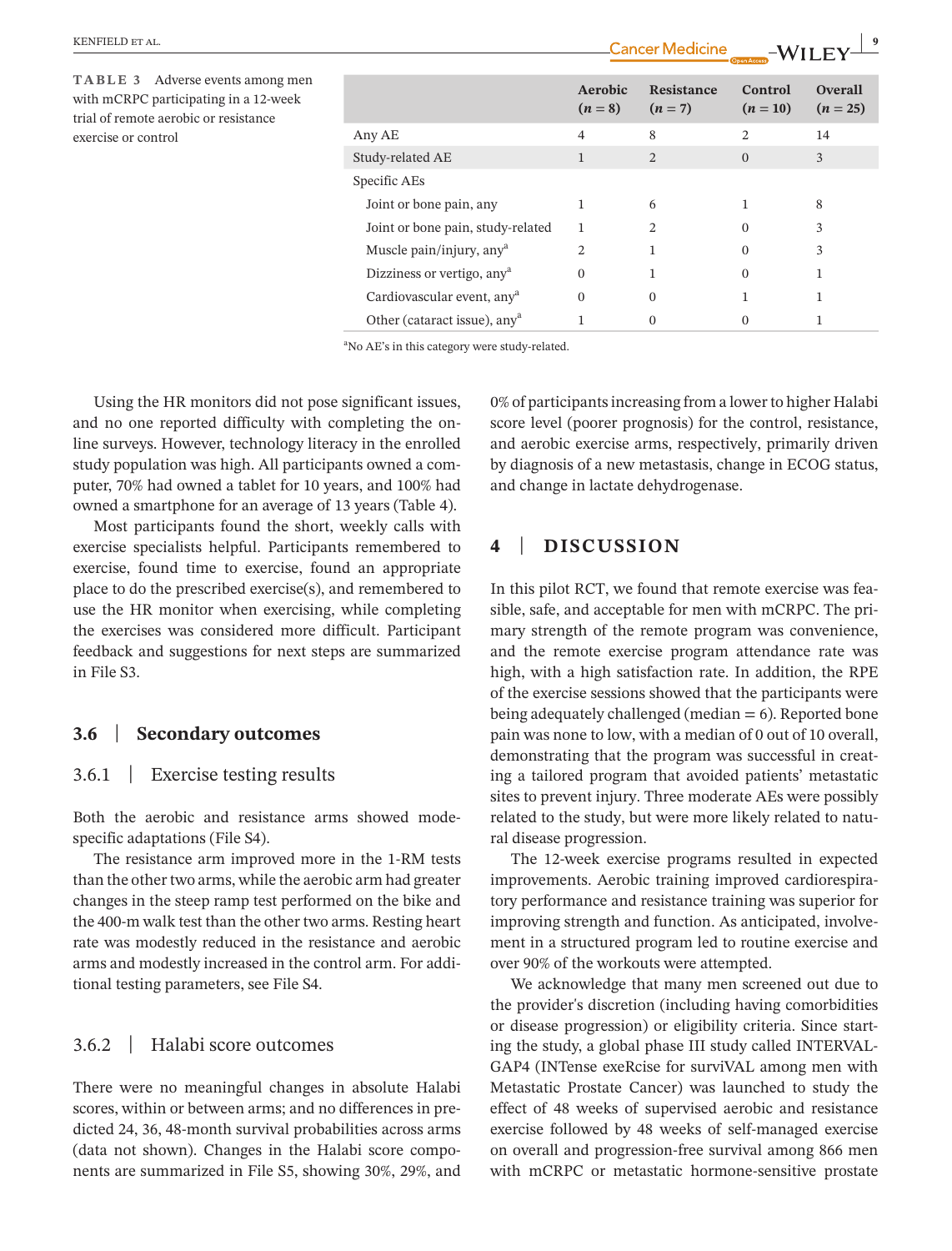**TABLE 3** Adverse events among men with mCRPC participating in a 12-week trial of remote aerobic or resistance exercise or control

| | Aerobic ($n = 8$) | Resistance ($n = 7$) | Control ($n = 10$) | Overall ($n = 25$) |
|---|---|---|---|---|
| Any AE | 4 | 8 | 2 | 14 |
| Study-related AE | 1 | 2 | 0 | 3 |
| Specific AEs | | | | |
| Joint or bone pain, any | 1 | 6 | 1 | 8 |
| Joint or bone pain, study-related | 1 | 2 | 0 | 3 |
| Muscle pain/injury, any[a] | 2 | 1 | 0 | 3 |
| Dizziness or vertigo, any[a] | 0 | 1 | 0 | 1 |
| Cardiovascular event, any[a] | 0 | 0 | 1 | 1 |
| Other (cataract issue), any[a] | 1 | 0 | 0 | 1 |

[a]No AE's in this category were study-related.

Using the HR monitors did not pose significant issues, and no one reported difficulty with completing the online surveys. However, technology literacy in the enrolled study population was high. All participants owned a computer, 70% had owned a tablet for 10 years, and 100% had owned a smartphone for an average of 13 years (Table 4).

Most participants found the short, weekly calls with exercise specialists helpful. Participants remembered to exercise, found time to exercise, found an appropriate place to do the prescribed exercise(s), and remembered to use the HR monitor when exercising, while completing the exercises was considered more difficult. Participant feedback and suggestions for next steps are summarized in File S3.

### 3.6 | Secondary outcomes

#### 3.6.1 | Exercise testing results

Both the aerobic and resistance arms showed mode-specific adaptations (File S4).

The resistance arm improved more in the 1-RM tests than the other two arms, while the aerobic arm had greater changes in the steep ramp test performed on the bike and the 400-m walk test than the other two arms. Resting heart rate was modestly reduced in the resistance and aerobic arms and modestly increased in the control arm. For additional testing parameters, see File S4.

#### 3.6.2 | Halabi score outcomes

There were no meaningful changes in absolute Halabi scores, within or between arms; and no differences in predicted 24, 36, 48-month survival probabilities across arms (data not shown). Changes in the Halabi score components are summarized in File S5, showing 30%, 29%, and 0% of participants increasing from a lower to higher Halabi score level (poorer prognosis) for the control, resistance, and aerobic exercise arms, respectively, primarily driven by diagnosis of a new metastasis, change in ECOG status, and change in lactate dehydrogenase.

## 4 | DISCUSSION

In this pilot RCT, we found that remote exercise was feasible, safe, and acceptable for men with mCRPC. The primary strength of the remote program was convenience, and the remote exercise program attendance rate was high, with a high satisfaction rate. In addition, the RPE of the exercise sessions showed that the participants were being adequately challenged (median = 6). Reported bone pain was none to low, with a median of 0 out of 10 overall, demonstrating that the program was successful in creating a tailored program that avoided patients' metastatic sites to prevent injury. Three moderate AEs were possibly related to the study, but were more likely related to natural disease progression.

The 12-week exercise programs resulted in expected improvements. Aerobic training improved cardiorespiratory performance and resistance training was superior for improving strength and function. As anticipated, involvement in a structured program led to routine exercise and over 90% of the workouts were attempted.

We acknowledge that many men screened out due to the provider's discretion (including having comorbidities or disease progression) or eligibility criteria. Since starting the study, a global phase III study called INTERVAL-GAP4 (INTense exeRcise for surviVAL among men with Metastatic Prostate Cancer) was launched to study the effect of 48 weeks of supervised aerobic and resistance exercise followed by 48 weeks of self-managed exercise on overall and progression-free survival among 866 men with mCRPC or metastatic hormone-sensitive prostate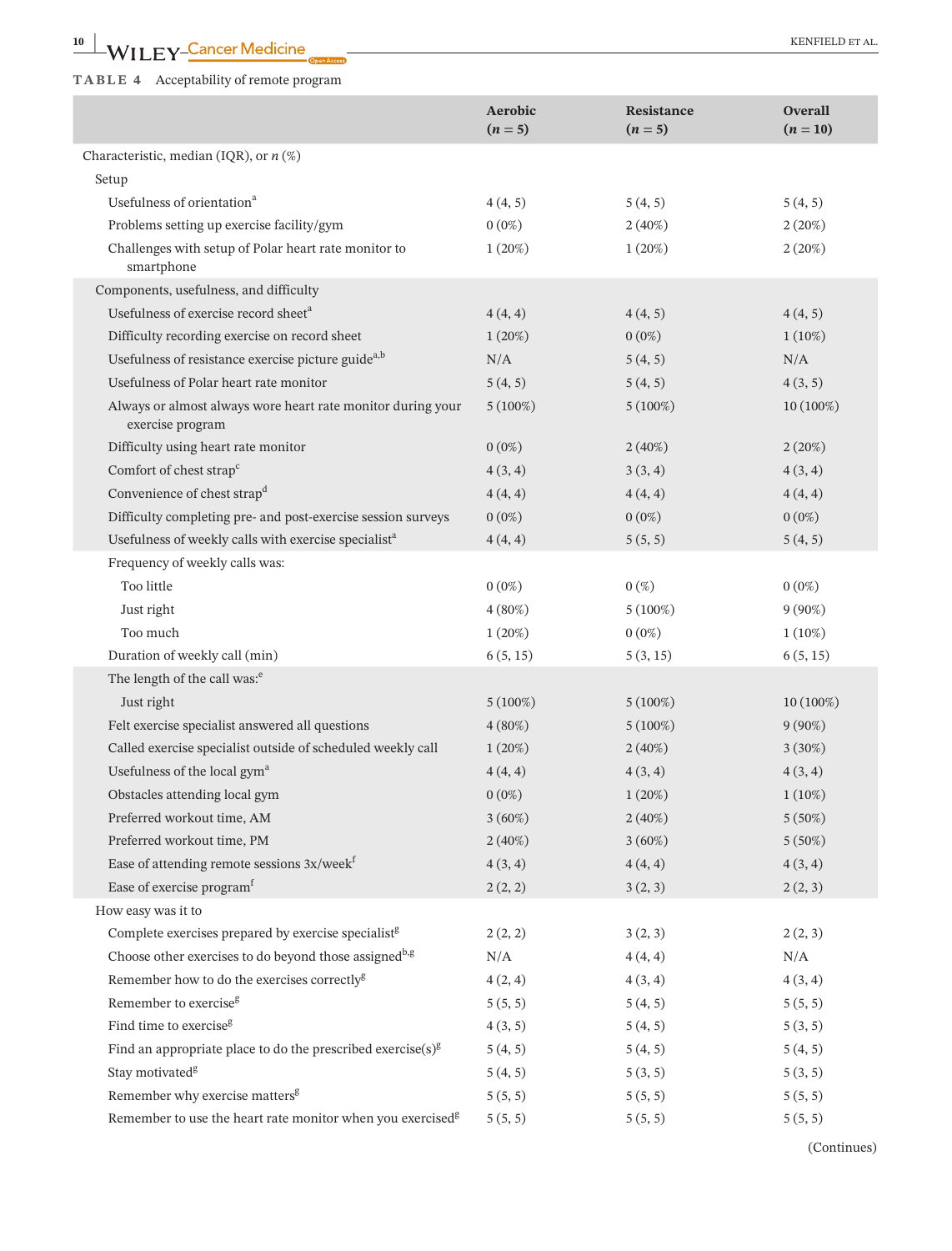**TABLE 4** Acceptability of remote program

| | Aerobic (*n* = 5) | Resistance (*n* = 5) | Overall (*n* = 10) |
|---|---|---|---|
| Characteristic, median (IQR), or *n* (%) | | | |
| Setup | | | |
| Usefulness of orientation[a] | 4 (4, 5) | 5 (4, 5) | 5 (4, 5) |
| Problems setting up exercise facility/gym | 0 (0%) | 2 (40%) | 2 (20%) |
| Challenges with setup of Polar heart rate monitor to smartphone | 1 (20%) | 1 (20%) | 2 (20%) |
| Components, usefulness, and difficulty | | | |
| Usefulness of exercise record sheet[a] | 4 (4, 4) | 4 (4, 5) | 4 (4, 5) |
| Difficulty recording exercise on record sheet | 1 (20%) | 0 (0%) | 1 (10%) |
| Usefulness of resistance exercise picture guide[a,b] | N/A | 5 (4, 5) | N/A |
| Usefulness of Polar heart rate monitor | 5 (4, 5) | 5 (4, 5) | 4 (3, 5) |
| Always or almost always wore heart rate monitor during your exercise program | 5 (100%) | 5 (100%) | 10 (100%) |
| Difficulty using heart rate monitor | 0 (0%) | 2 (40%) | 2 (20%) |
| Comfort of chest strap[c] | 4 (3, 4) | 3 (3, 4) | 4 (3, 4) |
| Convenience of chest strap[d] | 4 (4, 4) | 4 (4, 4) | 4 (4, 4) |
| Difficulty completing pre- and post-exercise session surveys | 0 (0%) | 0 (0%) | 0 (0%) |
| Usefulness of weekly calls with exercise specialist[a] | 4 (4, 4) | 5 (5, 5) | 5 (4, 5) |
| Frequency of weekly calls was: | | | |
| Too little | 0 (0%) | 0 (%) | 0 (0%) |
| Just right | 4 (80%) | 5 (100%) | 9 (90%) |
| Too much | 1 (20%) | 0 (0%) | 1 (10%) |
| Duration of weekly call (min) | 6 (5, 15) | 5 (3, 15) | 6 (5, 15) |
| The length of the call was:[e] | | | |
| Just right | 5 (100%) | 5 (100%) | 10 (100%) |
| Felt exercise specialist answered all questions | 4 (80%) | 5 (100%) | 9 (90%) |
| Called exercise specialist outside of scheduled weekly call | 1 (20%) | 2 (40%) | 3 (30%) |
| Usefulness of the local gym[a] | 4 (4, 4) | 4 (3, 4) | 4 (3, 4) |
| Obstacles attending local gym | 0 (0%) | 1 (20%) | 1 (10%) |
| Preferred workout time, AM | 3 (60%) | 2 (40%) | 5 (50%) |
| Preferred workout time, PM | 2 (40%) | 3 (60%) | 5 (50%) |
| Ease of attending remote sessions 3x/week[f] | 4 (3, 4) | 4 (4, 4) | 4 (3, 4) |
| Ease of exercise program[f] | 2 (2, 2) | 3 (2, 3) | 2 (2, 3) |
| How easy was it to | | | |
| Complete exercises prepared by exercise specialist[g] | 2 (2, 2) | 3 (2, 3) | 2 (2, 3) |
| Choose other exercises to do beyond those assigned[b,g] | N/A | 4 (4, 4) | N/A |
| Remember how to do the exercises correctly[g] | 4 (2, 4) | 4 (3, 4) | 4 (3, 4) |
| Remember to exercise[g] | 5 (5, 5) | 5 (4, 5) | 5 (5, 5) |
| Find time to exercise[g] | 4 (3, 5) | 5 (4, 5) | 5 (3, 5) |
| Find an appropriate place to do the prescribed exercise(s)[g] | 5 (4, 5) | 5 (4, 5) | 5 (4, 5) |
| Stay motivated[g] | 5 (4, 5) | 5 (3, 5) | 5 (3, 5) |
| Remember why exercise matters[g] | 5 (5, 5) | 5 (5, 5) | 5 (5, 5) |
| Remember to use the heart rate monitor when you exercised[g] | 5 (5, 5) | 5 (5, 5) | 5 (5, 5) |

(Continues)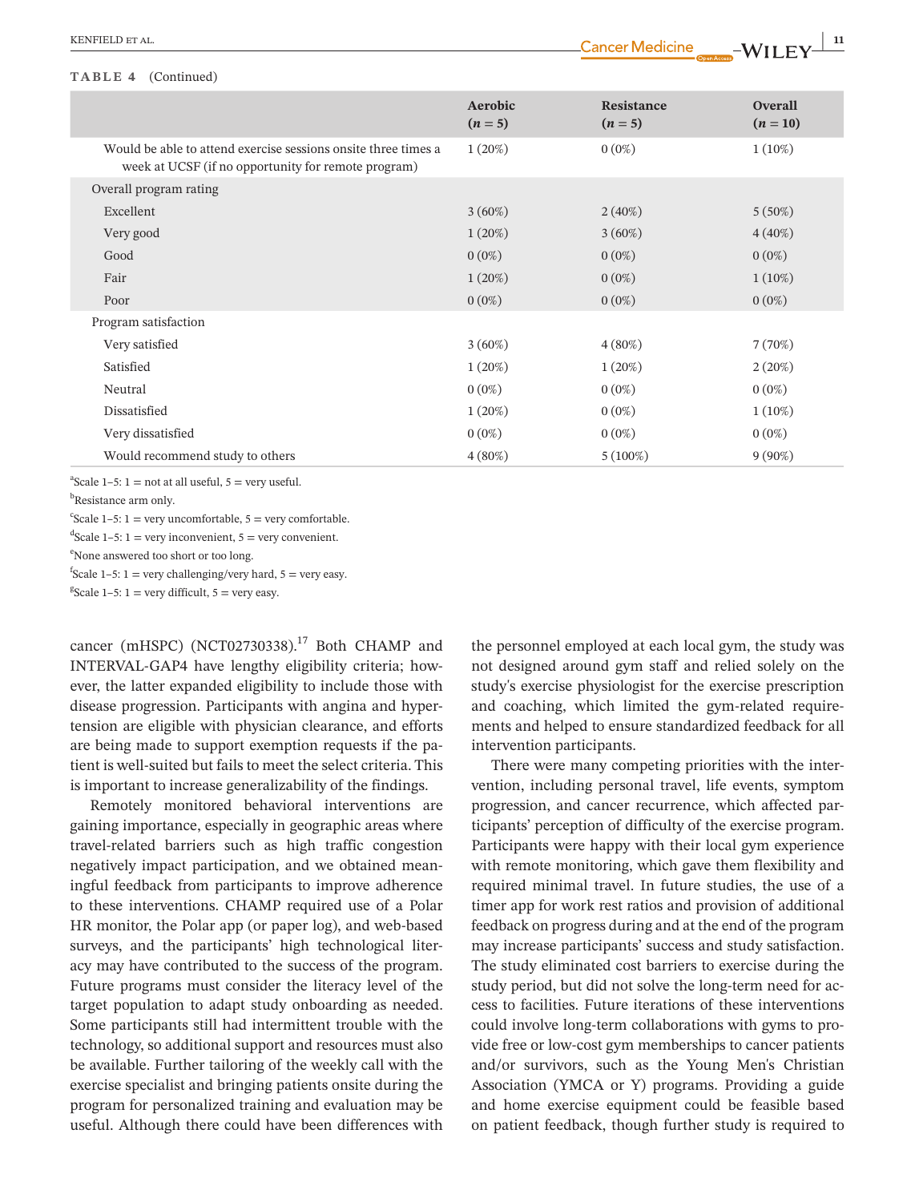**TABLE 4** (Continued)

| | Aerobic (*n* = 5) | Resistance (*n* = 5) | Overall (*n* = 10) |
|---|---|---|---|
| Would be able to attend exercise sessions onsite three times a week at UCSF (if no opportunity for remote program) | 1 (20%) | 0 (0%) | 1 (10%) |
| Overall program rating | | | |
| Excellent | 3 (60%) | 2 (40%) | 5 (50%) |
| Very good | 1 (20%) | 3 (60%) | 4 (40%) |
| Good | 0 (0%) | 0 (0%) | 0 (0%) |
| Fair | 1 (20%) | 0 (0%) | 1 (10%) |
| Poor | 0 (0%) | 0 (0%) | 0 (0%) |
| Program satisfaction | | | |
| Very satisfied | 3 (60%) | 4 (80%) | 7 (70%) |
| Satisfied | 1 (20%) | 1 (20%) | 2 (20%) |
| Neutral | 0 (0%) | 0 (0%) | 0 (0%) |
| Dissatisfied | 1 (20%) | 0 (0%) | 1 (10%) |
| Very dissatisfied | 0 (0%) | 0 (0%) | 0 (0%) |
| Would recommend study to others | 4 (80%) | 5 (100%) | 9 (90%) |

[a]Scale 1–5: 1 = not at all useful, 5 = very useful.
[b]Resistance arm only.
[c]Scale 1–5: 1 = very uncomfortable, 5 = very comfortable.
[d]Scale 1–5: 1 = very inconvenient, 5 = very convenient.
[e]None answered too short or too long.
[f]Scale 1–5: 1 = very challenging/very hard, 5 = very easy.
[g]Scale 1–5: 1 = very difficult, 5 = very easy.

cancer (mHSPC) (NCT02730338).[17] Both CHAMP and INTERVAL-GAP4 have lengthy eligibility criteria; however, the latter expanded eligibility to include those with disease progression. Participants with angina and hypertension are eligible with physician clearance, and efforts are being made to support exemption requests if the patient is well-suited but fails to meet the select criteria. This is important to increase generalizability of the findings.

Remotely monitored behavioral interventions are gaining importance, especially in geographic areas where travel-related barriers such as high traffic congestion negatively impact participation, and we obtained meaningful feedback from participants to improve adherence to these interventions. CHAMP required use of a Polar HR monitor, the Polar app (or paper log), and web-based surveys, and the participants' high technological literacy may have contributed to the success of the program. Future programs must consider the literacy level of the target population to adapt study onboarding as needed. Some participants still had intermittent trouble with the technology, so additional support and resources must also be available. Further tailoring of the weekly call with the exercise specialist and bringing patients onsite during the program for personalized training and evaluation may be useful. Although there could have been differences with the personnel employed at each local gym, the study was not designed around gym staff and relied solely on the study's exercise physiologist for the exercise prescription and coaching, which limited the gym-related requirements and helped to ensure standardized feedback for all intervention participants.

There were many competing priorities with the intervention, including personal travel, life events, symptom progression, and cancer recurrence, which affected participants' perception of difficulty of the exercise program. Participants were happy with their local gym experience with remote monitoring, which gave them flexibility and required minimal travel. In future studies, the use of a timer app for work rest ratios and provision of additional feedback on progress during and at the end of the program may increase participants' success and study satisfaction. The study eliminated cost barriers to exercise during the study period, but did not solve the long-term need for access to facilities. Future iterations of these interventions could involve long-term collaborations with gyms to provide free or low-cost gym memberships to cancer patients and/or survivors, such as the Young Men's Christian Association (YMCA or Y) programs. Providing a guide and home exercise equipment could be feasible based on patient feedback, though further study is required to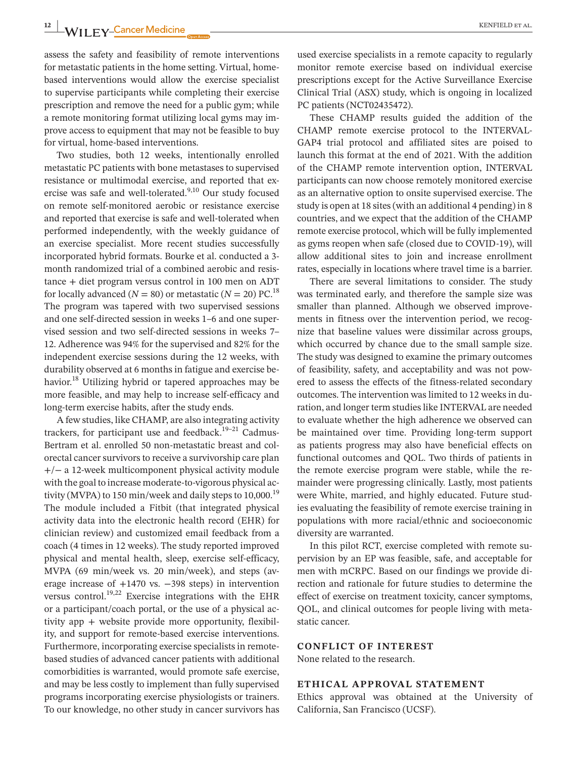assess the safety and feasibility of remote interventions for metastatic patients in the home setting. Virtual, home-based interventions would allow the exercise specialist to supervise participants while completing their exercise prescription and remove the need for a public gym; while a remote monitoring format utilizing local gyms may improve access to equipment that may not be feasible to buy for virtual, home-based interventions.

Two studies, both 12 weeks, intentionally enrolled metastatic PC patients with bone metastases to supervised resistance or multimodal exercise, and reported that exercise was safe and well-tolerated.[9,10] Our study focused on remote self-monitored aerobic or resistance exercise and reported that exercise is safe and well-tolerated when performed independently, with the weekly guidance of an exercise specialist. More recent studies successfully incorporated hybrid formats. Bourke et al. conducted a 3-month randomized trial of a combined aerobic and resistance + diet program versus control in 100 men on ADT for locally advanced ($N = 80$) or metastatic ($N = 20$) PC.[18] The program was tapered with two supervised sessions and one self-directed session in weeks 1–6 and one supervised session and two self-directed sessions in weeks 7–12. Adherence was 94% for the supervised and 82% for the independent exercise sessions during the 12 weeks, with durability observed at 6 months in fatigue and exercise behavior.[18] Utilizing hybrid or tapered approaches may be more feasible, and may help to increase self-efficacy and long-term exercise habits, after the study ends.

A few studies, like CHAMP, are also integrating activity trackers, for participant use and feedback.[19–21] Cadmus-Bertram et al. enrolled 50 non-metastatic breast and colorectal cancer survivors to receive a survivorship care plan +/− a 12-week multicomponent physical activity module with the goal to increase moderate-to-vigorous physical activity (MVPA) to 150 min/week and daily steps to 10,000.[19] The module included a Fitbit (that integrated physical activity data into the electronic health record (EHR) for clinician review) and customized email feedback from a coach (4 times in 12 weeks). The study reported improved physical and mental health, sleep, exercise self-efficacy, MVPA (69 min/week vs. 20 min/week), and steps (average increase of +1470 vs. −398 steps) in intervention versus control.[19,22] Exercise integrations with the EHR or a participant/coach portal, or the use of a physical activity app + website provide more opportunity, flexibility, and support for remote-based exercise interventions. Furthermore, incorporating exercise specialists in remote-based studies of advanced cancer patients with additional comorbidities is warranted, would promote safe exercise, and may be less costly to implement than fully supervised programs incorporating exercise physiologists or trainers. To our knowledge, no other study in cancer survivors has used exercise specialists in a remote capacity to regularly monitor remote exercise based on individual exercise prescriptions except for the Active Surveillance Exercise Clinical Trial (ASX) study, which is ongoing in localized PC patients (NCT02435472).

These CHAMP results guided the addition of the CHAMP remote exercise protocol to the INTERVAL-GAP4 trial protocol and affiliated sites are poised to launch this format at the end of 2021. With the addition of the CHAMP remote intervention option, INTERVAL participants can now choose remotely monitored exercise as an alternative option to onsite supervised exercise. The study is open at 18 sites (with an additional 4 pending) in 8 countries, and we expect that the addition of the CHAMP remote exercise protocol, which will be fully implemented as gyms reopen when safe (closed due to COVID-19), will allow additional sites to join and increase enrollment rates, especially in locations where travel time is a barrier.

There are several limitations to consider. The study was terminated early, and therefore the sample size was smaller than planned. Although we observed improvements in fitness over the intervention period, we recognize that baseline values were dissimilar across groups, which occurred by chance due to the small sample size. The study was designed to examine the primary outcomes of feasibility, safety, and acceptability and was not powered to assess the effects of the fitness-related secondary outcomes. The intervention was limited to 12 weeks in duration, and longer term studies like INTERVAL are needed to evaluate whether the high adherence we observed can be maintained over time. Providing long-term support as patients progress may also have beneficial effects on functional outcomes and QOL. Two thirds of patients in the remote exercise program were stable, while the remainder were progressing clinically. Lastly, most patients were White, married, and highly educated. Future studies evaluating the feasibility of remote exercise training in populations with more racial/ethnic and socioeconomic diversity are warranted.

In this pilot RCT, exercise completed with remote supervision by an EP was feasible, safe, and acceptable for men with mCRPC. Based on our findings we provide direction and rationale for future studies to determine the effect of exercise on treatment toxicity, cancer symptoms, QOL, and clinical outcomes for people living with metastatic cancer.

## CONFLICT OF INTEREST

None related to the research.

## ETHICAL APPROVAL STATEMENT

Ethics approval was obtained at the University of California, San Francisco (UCSF).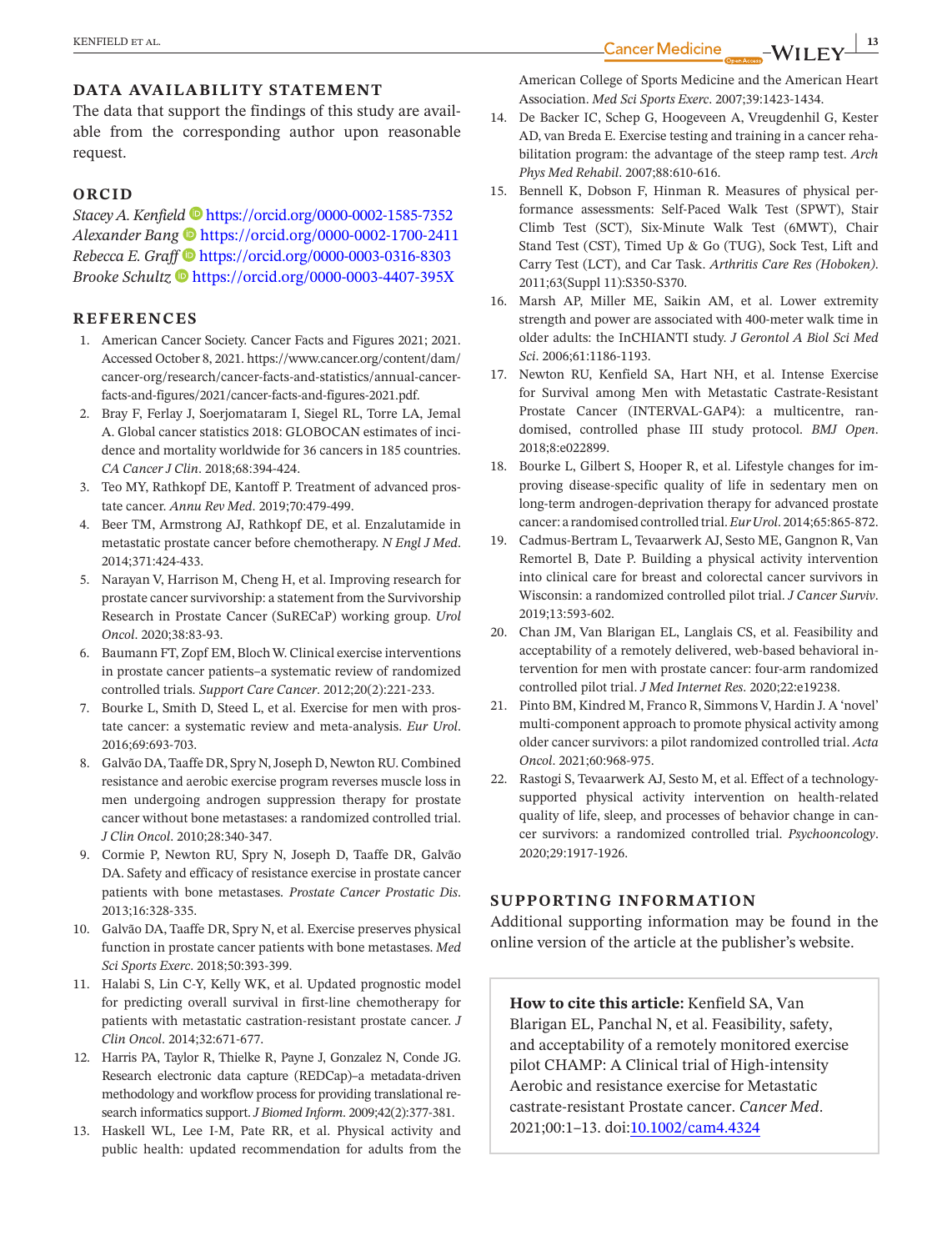## DATA AVAILABILITY STATEMENT

The data that support the findings of this study are available from the corresponding author upon reasonable request.

## ORCID

*Stacey A. Kenfield* https://orcid.org/0000-0002-1585-7352
*Alexander Bang* https://orcid.org/0000-0002-1700-2411
*Rebecca E. Graff* https://orcid.org/0000-0003-0316-8303
*Brooke Schultz* https://orcid.org/0000-0003-4407-395X

## REFERENCES

1. American Cancer Society. Cancer Facts and Figures 2021; 2021. Accessed October 8, 2021. https://www.cancer.org/content/dam/cancer-org/research/cancer-facts-and-statistics/annual-cancer-facts-and-figures/2021/cancer-facts-and-figures-2021.pdf.
2. Bray F, Ferlay J, Soerjomataram I, Siegel RL, Torre LA, Jemal A. Global cancer statistics 2018: GLOBOCAN estimates of incidence and mortality worldwide for 36 cancers in 185 countries. *CA Cancer J Clin*. 2018;68:394-424.
3. Teo MY, Rathkopf DE, Kantoff P. Treatment of advanced prostate cancer. *Annu Rev Med*. 2019;70:479-499.
4. Beer TM, Armstrong AJ, Rathkopf DE, et al. Enzalutamide in metastatic prostate cancer before chemotherapy. *N Engl J Med*. 2014;371:424-433.
5. Narayan V, Harrison M, Cheng H, et al. Improving research for prostate cancer survivorship: a statement from the Survivorship Research in Prostate Cancer (SuRECaP) working group. *Urol Oncol*. 2020;38:83-93.
6. Baumann FT, Zopf EM, Bloch W. Clinical exercise interventions in prostate cancer patients–a systematic review of randomized controlled trials. *Support Care Cancer*. 2012;20(2):221-233.
7. Bourke L, Smith D, Steed L, et al. Exercise for men with prostate cancer: a systematic review and meta-analysis. *Eur Urol*. 2016;69:693-703.
8. Galvão DA, Taaffe DR, Spry N, Joseph D, Newton RU. Combined resistance and aerobic exercise program reverses muscle loss in men undergoing androgen suppression therapy for prostate cancer without bone metastases: a randomized controlled trial. *J Clin Oncol*. 2010;28:340-347.
9. Cormie P, Newton RU, Spry N, Joseph D, Taaffe DR, Galvão DA. Safety and efficacy of resistance exercise in prostate cancer patients with bone metastases. *Prostate Cancer Prostatic Dis*. 2013;16:328-335.
10. Galvão DA, Taaffe DR, Spry N, et al. Exercise preserves physical function in prostate cancer patients with bone metastases. *Med Sci Sports Exerc*. 2018;50:393-399.
11. Halabi S, Lin C-Y, Kelly WK, et al. Updated prognostic model for predicting overall survival in first-line chemotherapy for patients with metastatic castration-resistant prostate cancer. *J Clin Oncol*. 2014;32:671-677.
12. Harris PA, Taylor R, Thielke R, Payne J, Gonzalez N, Conde JG. Research electronic data capture (REDCap)–a metadata-driven methodology and workflow process for providing translational research informatics support. *J Biomed Inform*. 2009;42(2):377-381.
13. Haskell WL, Lee I-M, Pate RR, et al. Physical activity and public health: updated recommendation for adults from the American College of Sports Medicine and the American Heart Association. *Med Sci Sports Exerc*. 2007;39:1423-1434.
14. De Backer IC, Schep G, Hoogeveen A, Vreugdenhil G, Kester AD, van Breda E. Exercise testing and training in a cancer rehabilitation program: the advantage of the steep ramp test. *Arch Phys Med Rehabil*. 2007;88:610-616.
15. Bennell K, Dobson F, Hinman R. Measures of physical performance assessments: Self-Paced Walk Test (SPWT), Stair Climb Test (SCT), Six-Minute Walk Test (6MWT), Chair Stand Test (CST), Timed Up & Go (TUG), Sock Test, Lift and Carry Test (LCT), and Car Task. *Arthritis Care Res (Hoboken)*. 2011;63(Suppl 11):S350-S370.
16. Marsh AP, Miller ME, Saikin AM, et al. Lower extremity strength and power are associated with 400-meter walk time in older adults: the InCHIANTI study. *J Gerontol A Biol Sci Med Sci*. 2006;61:1186-1193.
17. Newton RU, Kenfield SA, Hart NH, et al. Intense Exercise for Survival among Men with Metastatic Castrate-Resistant Prostate Cancer (INTERVAL-GAP4): a multicentre, randomised, controlled phase III study protocol. *BMJ Open*. 2018;8:e022899.
18. Bourke L, Gilbert S, Hooper R, et al. Lifestyle changes for improving disease-specific quality of life in sedentary men on long-term androgen-deprivation therapy for advanced prostate cancer: a randomised controlled trial. *Eur Urol*. 2014;65:865-872.
19. Cadmus-Bertram L, Tevaarwerk AJ, Sesto ME, Gangnon R, Van Remortel B, Date P. Building a physical activity intervention into clinical care for breast and colorectal cancer survivors in Wisconsin: a randomized controlled pilot trial. *J Cancer Surviv*. 2019;13:593-602.
20. Chan JM, Van Blarigan EL, Langlais CS, et al. Feasibility and acceptability of a remotely delivered, web-based behavioral intervention for men with prostate cancer: four-arm randomized controlled pilot trial. *J Med Internet Res*. 2020;22:e19238.
21. Pinto BM, Kindred M, Franco R, Simmons V, Hardin J. A 'novel' multi-component approach to promote physical activity among older cancer survivors: a pilot randomized controlled trial. *Acta Oncol*. 2021;60:968-975.
22. Rastogi S, Tevaarwerk AJ, Sesto M, et al. Effect of a technology-supported physical activity intervention on health-related quality of life, sleep, and processes of behavior change in cancer survivors: a randomized controlled trial. *Psychooncology*. 2020;29:1917-1926.

## SUPPORTING INFORMATION

Additional supporting information may be found in the online version of the article at the publisher's website.

**How to cite this article:** Kenfield SA, Van Blarigan EL, Panchal N, et al. Feasibility, safety, and acceptability of a remotely monitored exercise pilot CHAMP: A Clinical trial of High-intensity Aerobic and resistance exercise for Metastatic castrate-resistant Prostate cancer. *Cancer Med*. 2021;00:1–13. doi:10.1002/cam4.4324